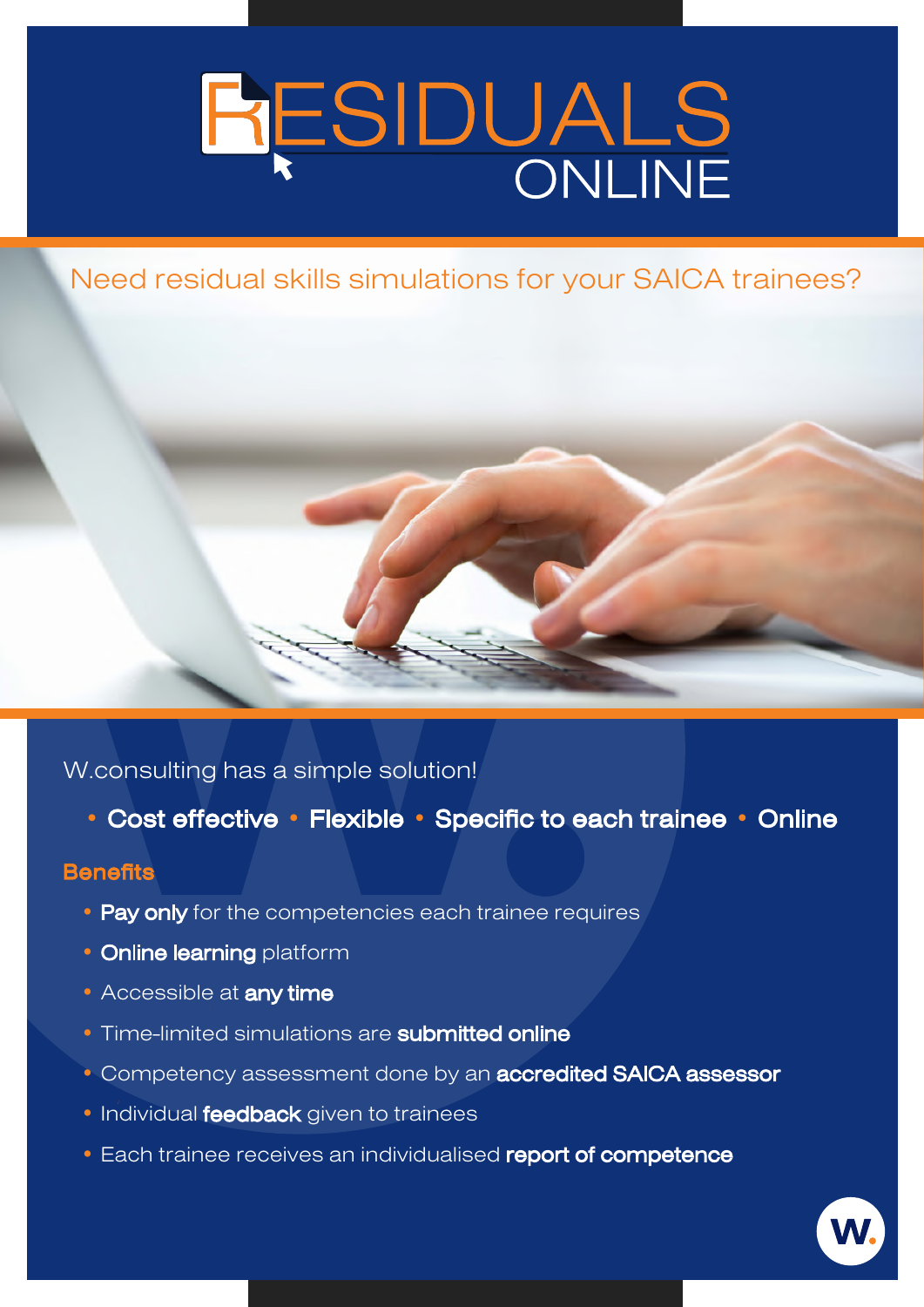# RESIDUALS ONLINE

Need residual skills simulations for your SAICA trainees?

W.consulting has a simple solution!

- **Cost effective** • **Flexible** • **Specific to each trainee** • **Online**

## Benefits

- **Pay only** for the competencies each trainee requires
- **Online learning** platform
- Accessible at **any time**
- Time-limited simulations are **submitted online**
- Competency assessment done by an **accredited SAICA assessor**
- Individual **feedback** given to trainees
- Each trainee receives an individualised **report of competence**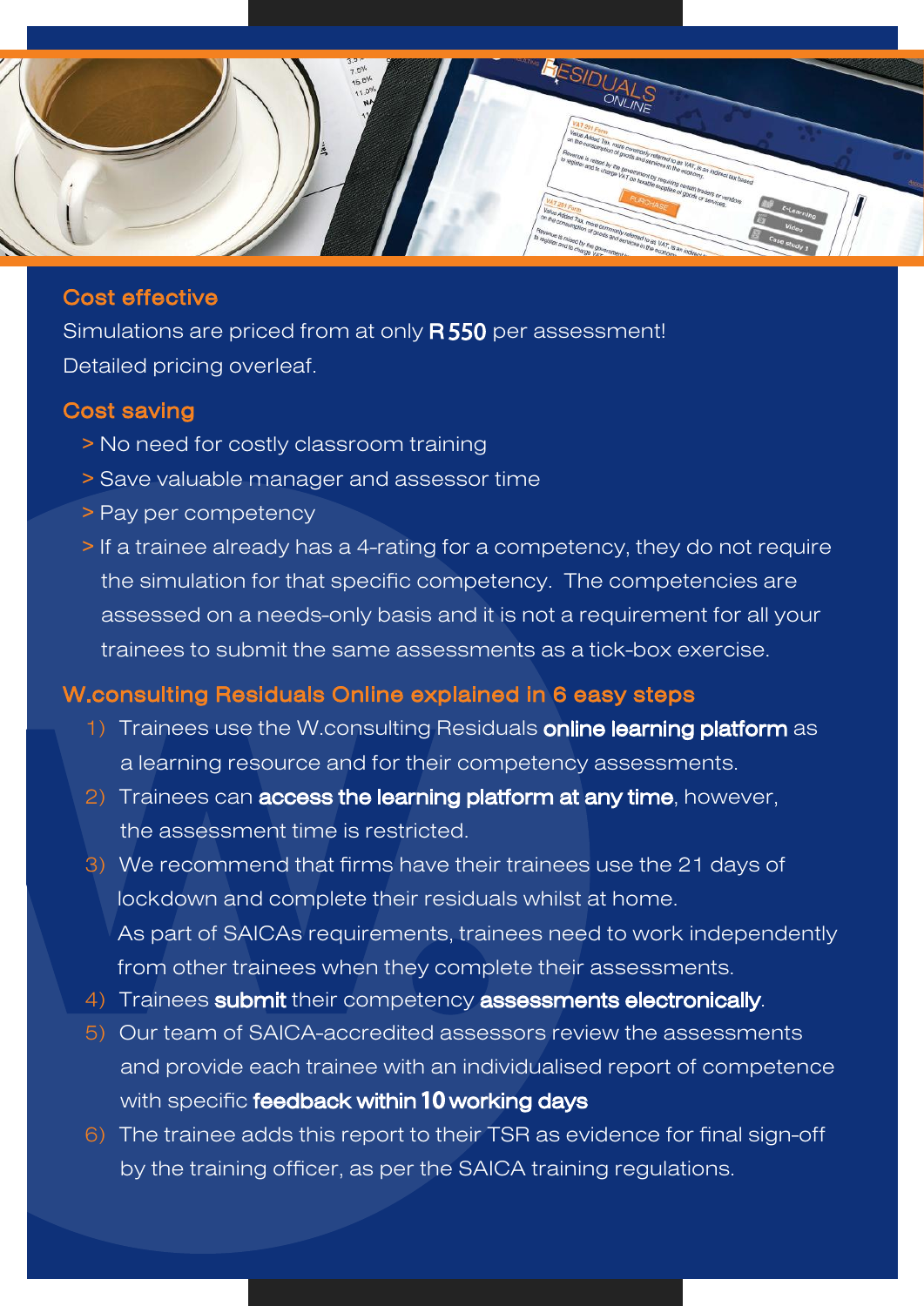## Cost effective

Simulations are priced from at only **R 550** per assessment!
Detailed pricing overleaf.

## Cost saving

- > No need for costly classroom training
- > Save valuable manager and assessor time
- > Pay per competency
- > If a trainee already has a 4-rating for a competency, they do not require the simulation for that specific competency. The competencies are assessed on a needs-only basis and it is not a requirement for all your trainees to submit the same assessments as a tick-box exercise.

## W.consulting Residuals Online explained in 6 easy steps

1) Trainees use the W.consulting Residuals **online learning platform** as a learning resource and for their competency assessments.
2) Trainees can **access the learning platform at any time**, however, the assessment time is restricted.
3) We recommend that firms have their trainees use the 21 days of lockdown and complete their residuals whilst at home.
   As part of SAICAs requirements, trainees need to work independently from other trainees when they complete their assessments.
4) Trainees **submit** their competency **assessments electronically**.
5) Our team of SAICA-accredited assessors review the assessments and provide each trainee with an individualised report of competence with specific **feedback within 10 working days**
6) The trainee adds this report to their TSR as evidence for final sign-off by the training officer, as per the SAICA training regulations.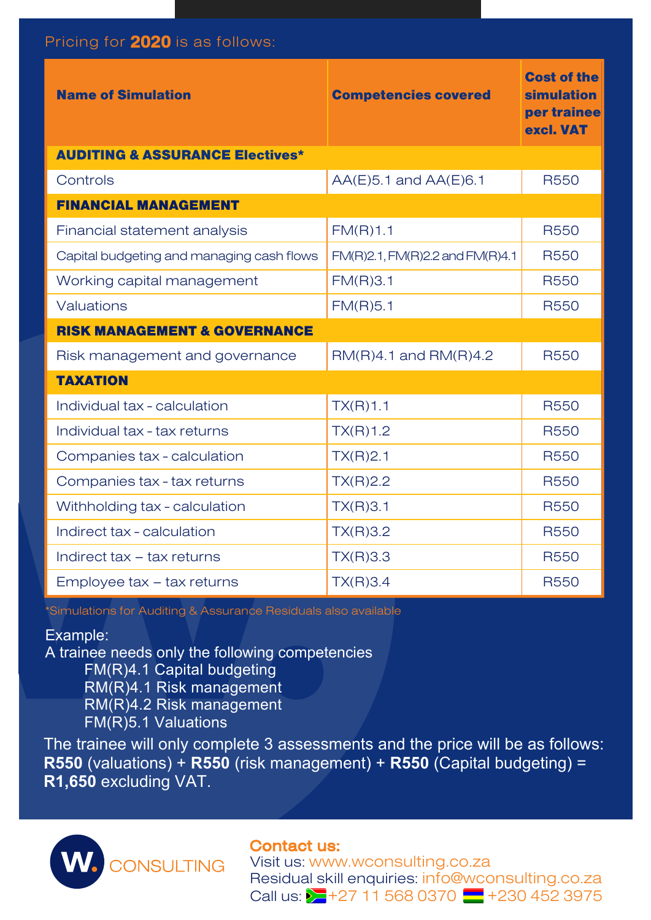Pricing for **2020** is as follows:

| Name of Simulation | Competencies covered | Cost of the simulation per trainee excl. VAT |
|---|---|---|
| **AUDITING & ASSURANCE Electives*** | | |
| Controls | AA(E)5.1 and AA(E)6.1 | R550 |
| **FINANCIAL MANAGEMENT** | | |
| Financial statement analysis | FM(R)1.1 | R550 |
| Capital budgeting and managing cash flows | FM(R)2.1, FM(R)2.2 and FM(R)4.1 | R550 |
| Working capital management | FM(R)3.1 | R550 |
| Valuations | FM(R)5.1 | R550 |
| **RISK MANAGEMENT & GOVERNANCE** | | |
| Risk management and governance | RM(R)4.1 and RM(R)4.2 | R550 |
| **TAXATION** | | |
| Individual tax - calculation | TX(R)1.1 | R550 |
| Individual tax - tax returns | TX(R)1.2 | R550 |
| Companies tax - calculation | TX(R)2.1 | R550 |
| Companies tax - tax returns | TX(R)2.2 | R550 |
| Withholding tax - calculation | TX(R)3.1 | R550 |
| Indirect tax - calculation | TX(R)3.2 | R550 |
| Indirect tax – tax returns | TX(R)3.3 | R550 |
| Employee tax – tax returns | TX(R)3.4 | R550 |

*Simulations for Auditing & Assurance Residuals also available

Example:
A trainee needs only the following competencies

- FM(R)4.1 Capital budgeting
- RM(R)4.1 Risk management
- RM(R)4.2 Risk management
- FM(R)5.1 Valuations

The trainee will only complete 3 assessments and the price will be as follows: **R550** (valuations) + **R550** (risk management) + **R550** (Capital budgeting) = **R1,650** excluding VAT.

W. CONSULTING

**Contact us:**
Visit us: www.wconsulting.co.za
Residual skill enquiries: info@wconsulting.co.za
Call us: +27 11 568 0370 +230 452 3975